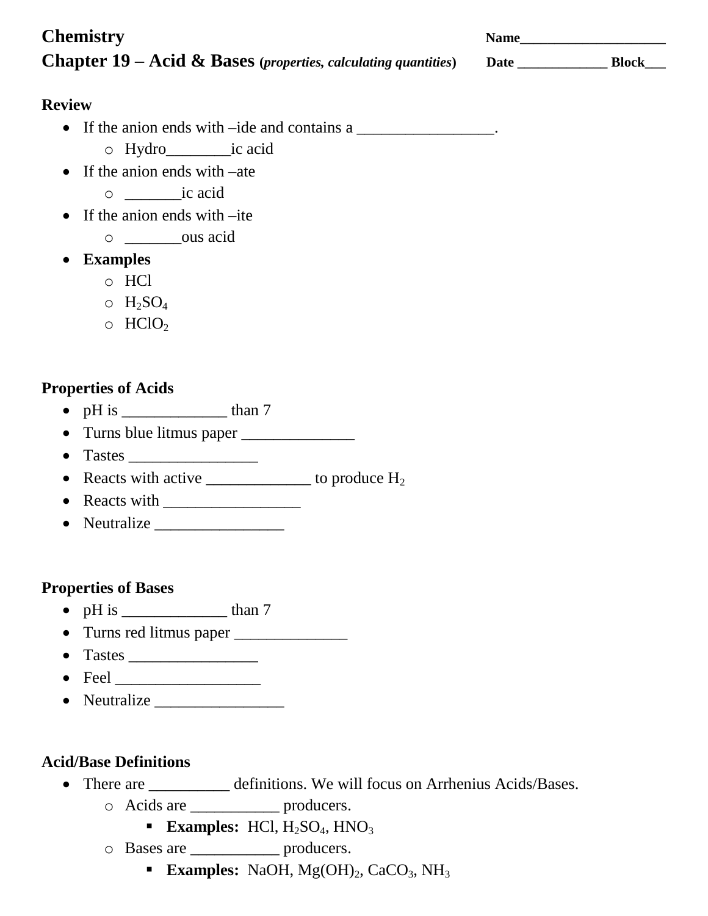**Chemistry** **Name_____________________**

## Chapter 19 – Acid & Bases (*properties, calculating quantities*) **Date _____________ Block___**

### Review

- If the anion ends with –ide and contains a _________________.
  - Hydro________ic acid
- If the anion ends with –ate
  - _______ic acid
- If the anion ends with –ite
  - _______ous acid
- **Examples**
  - $HCl$
  - $H_2SO_4$
  - $HClO_2$

### Properties of Acids

- pH is _____________ than 7
- Turns blue litmus paper ______________
- Tastes ________________
- Reacts with active _____________ to produce $H_2$
- Reacts with _________________
- Neutralize ________________

### Properties of Bases

- pH is _____________ than 7
- Turns red litmus paper ______________
- Tastes ________________
- Feel __________________
- Neutralize ________________

### Acid/Base Definitions

- There are __________ definitions. We will focus on Arrhenius Acids/Bases.
  - Acids are ___________ producers.
    - **Examples:** $HCl$, $H_2SO_4$, $HNO_3$
  - Bases are ___________ producers.
    - **Examples:** $NaOH$, $Mg(OH)_2$, $CaCO_3$, $NH_3$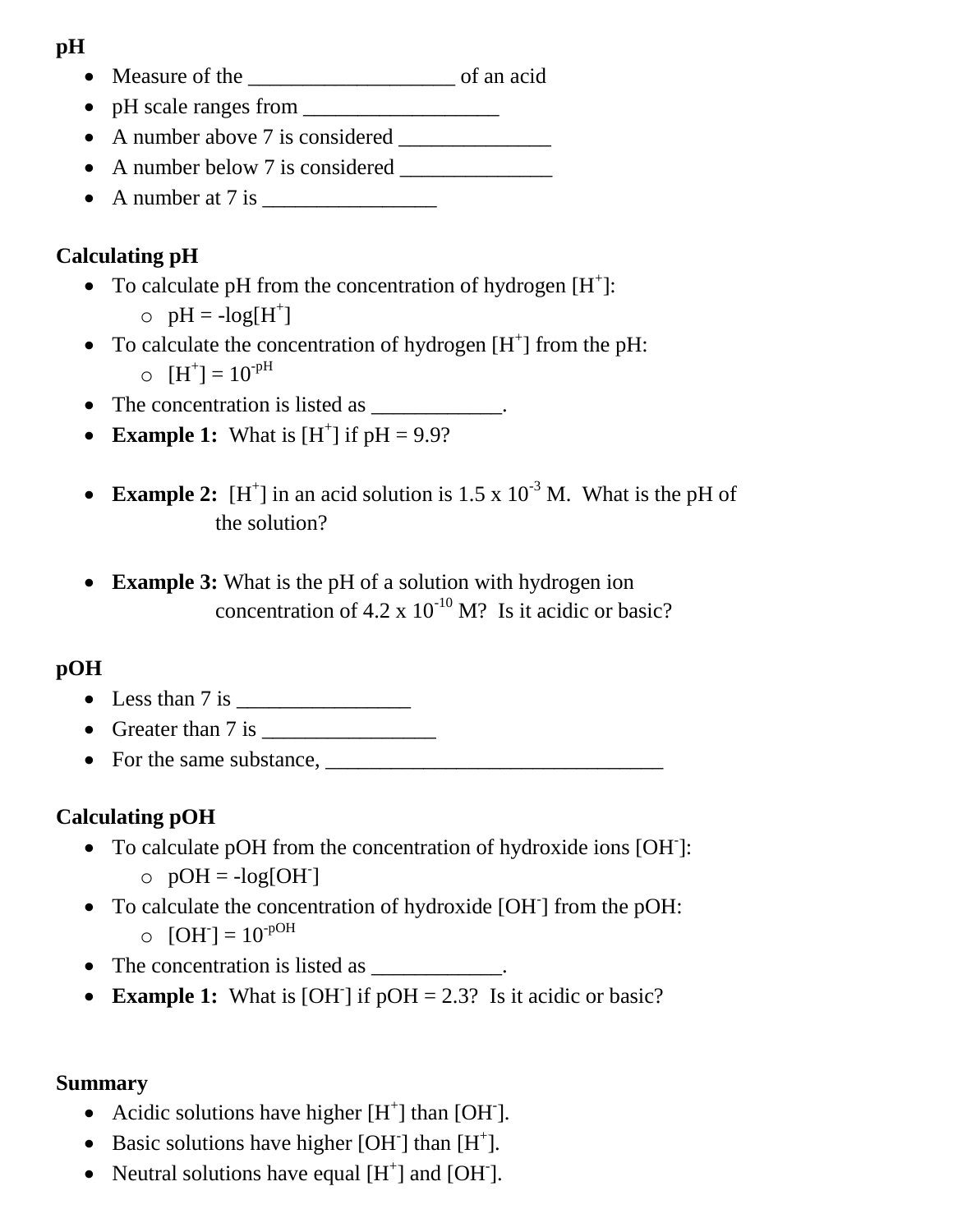**pH**

- Measure of the ___________________ of an acid
- pH scale ranges from __________________
- A number above 7 is considered ______________
- A number below 7 is considered ______________
- A number at 7 is ________________

**Calculating pH**

- To calculate pH from the concentration of hydrogen $[H^+]$:
  - $pH = -\log[H^+]$
- To calculate the concentration of hydrogen $[H^+]$ from the pH:
  - $[H^+] = 10^{-pH}$
- The concentration is listed as ____________.
- **Example 1:** What is $[H^+]$ if pH = 9.9?
- **Example 2:** $[H^+]$ in an acid solution is $1.5 \times 10^{-3}$ M. What is the pH of the solution?
- **Example 3:** What is the pH of a solution with hydrogen ion concentration of $4.2 \times 10^{-10}$ M? Is it acidic or basic?

**pOH**

- Less than 7 is ________________
- Greater than 7 is ________________
- For the same substance, _______________________________

**Calculating pOH**

- To calculate pOH from the concentration of hydroxide ions $[OH^-]$:
  - $pOH = -\log[OH^-]$
- To calculate the concentration of hydroxide $[OH^-]$ from the pOH:
  - $[OH^-] = 10^{-pOH}$
- The concentration is listed as ____________.
- **Example 1:** What is $[OH^-]$ if pOH = 2.3? Is it acidic or basic?

**Summary**

- Acidic solutions have higher $[H^+]$ than $[OH^-]$.
- Basic solutions have higher $[OH^-]$ than $[H^+]$.
- Neutral solutions have equal $[H^+]$ and $[OH^-]$.